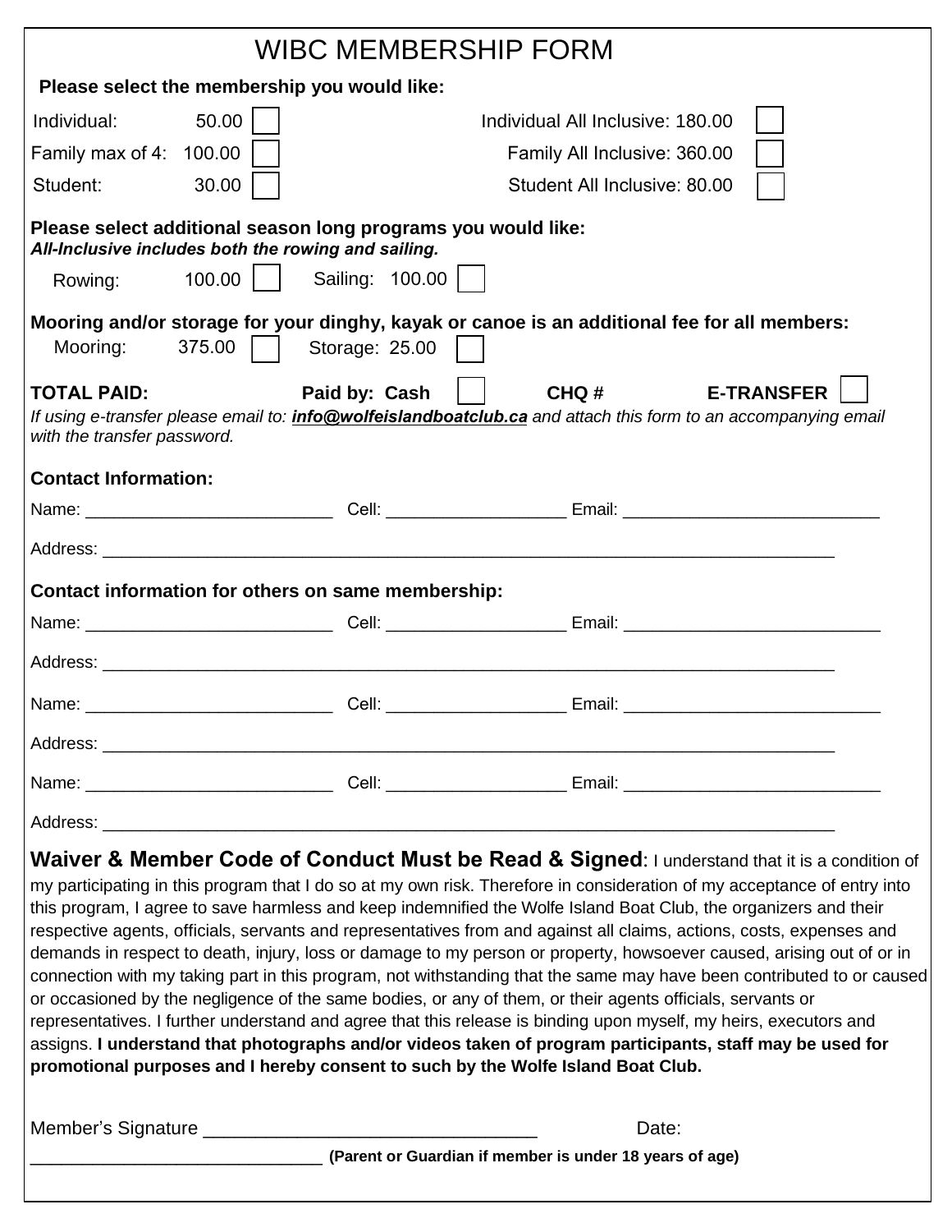# WIBC MEMBERSHIP FORM

**Please select the membership you would like:**

| | | | | | |
|---|---|---|---|---|---|
| Individual: | 50.00 | ☐ | Individual All Inclusive: | 180.00 | ☐ |
| Family max of 4: | 100.00 | ☐ | Family All Inclusive: | 360.00 | ☐ |
| Student: | 30.00 | ☐ | Student All Inclusive: | 80.00 | ☐ |

**Please select additional season long programs you would like:**
***All-Inclusive includes both the rowing and sailing.***

Rowing: 100.00 ☐ Sailing: 100.00 ☐

**Mooring and/or storage for your dinghy, kayak or canoe is an additional fee for all members:**

Mooring: 375.00 ☐ Storage: 25.00 ☐

**TOTAL PAID:** **Paid by: Cash** ☐ **CHQ #** **E-TRANSFER** ☐

*If using e-transfer please email to: **info@wolfeislandboatclub.ca** and attach this form to an accompanying email with the transfer password.*

**Contact Information:**

Name: ________________________ Cell: __________________ Email: ________________________

Address: ______________________________________________________________________

**Contact information for others on same membership:**

Name: ________________________ Cell: __________________ Email: ________________________

Address: ______________________________________________________________________

Name: ________________________ Cell: __________________ Email: ________________________

Address: ______________________________________________________________________

Name: ________________________ Cell: __________________ Email: ________________________

Address: ______________________________________________________________________

**Waiver & Member Code of Conduct Must be Read & Signed**: I understand that it is a condition of my participating in this program that I do so at my own risk. Therefore in consideration of my acceptance of entry into this program, I agree to save harmless and keep indemnified the Wolfe Island Boat Club, the organizers and their respective agents, officials, servants and representatives from and against all claims, actions, costs, expenses and demands in respect to death, injury, loss or damage to my person or property, howsoever caused, arising out of or in connection with my taking part in this program, not withstanding that the same may have been contributed to or caused or occasioned by the negligence of the same bodies, or any of them, or their agents officials, servants or representatives. I further understand and agree that this release is binding upon myself, my heirs, executors and assigns. **I understand that photographs and/or videos taken of program participants, staff may be used for promotional purposes and I hereby consent to such by the Wolfe Island Boat Club.**

Member's Signature ______________________________ Date:

______________________________ **(Parent or Guardian if member is under 18 years of age)**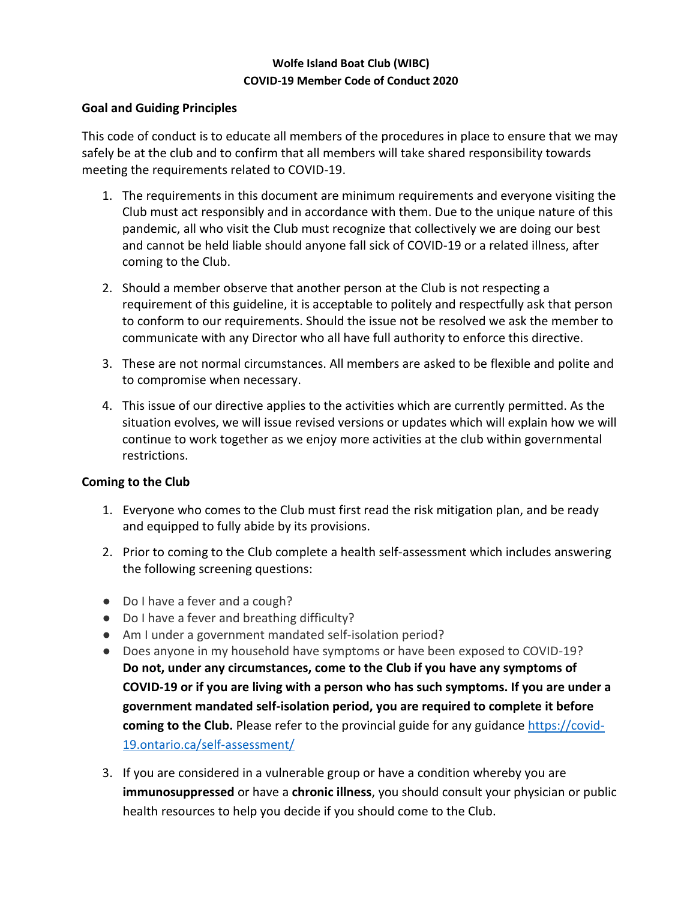**Wolfe Island Boat Club (WIBC)**
**COVID-19 Member Code of Conduct 2020**

## Goal and Guiding Principles

This code of conduct is to educate all members of the procedures in place to ensure that we may safely be at the club and to confirm that all members will take shared responsibility towards meeting the requirements related to COVID-19.

1. The requirements in this document are minimum requirements and everyone visiting the Club must act responsibly and in accordance with them. Due to the unique nature of this pandemic, all who visit the Club must recognize that collectively we are doing our best and cannot be held liable should anyone fall sick of COVID-19 or a related illness, after coming to the Club.

2. Should a member observe that another person at the Club is not respecting a requirement of this guideline, it is acceptable to politely and respectfully ask that person to conform to our requirements. Should the issue not be resolved we ask the member to communicate with any Director who all have full authority to enforce this directive.

3. These are not normal circumstances. All members are asked to be flexible and polite and to compromise when necessary.

4. This issue of our directive applies to the activities which are currently permitted. As the situation evolves, we will issue revised versions or updates which will explain how we will continue to work together as we enjoy more activities at the club within governmental restrictions.

## Coming to the Club

1. Everyone who comes to the Club must first read the risk mitigation plan, and be ready and equipped to fully abide by its provisions.

2. Prior to coming to the Club complete a health self-assessment which includes answering the following screening questions:

- Do I have a fever and a cough?
- Do I have a fever and breathing difficulty?
- Am I under a government mandated self-isolation period?
- Does anyone in my household have symptoms or have been exposed to COVID-19?

**Do not, under any circumstances, come to the Club if you have any symptoms of COVID-19 or if you are living with a person who has such symptoms. If you are under a government mandated self-isolation period, you are required to complete it before coming to the Club.** Please refer to the provincial guide for any guidance https://covid-19.ontario.ca/self-assessment/

3. If you are considered in a vulnerable group or have a condition whereby you are **immunosuppressed** or have a **chronic illness**, you should consult your physician or public health resources to help you decide if you should come to the Club.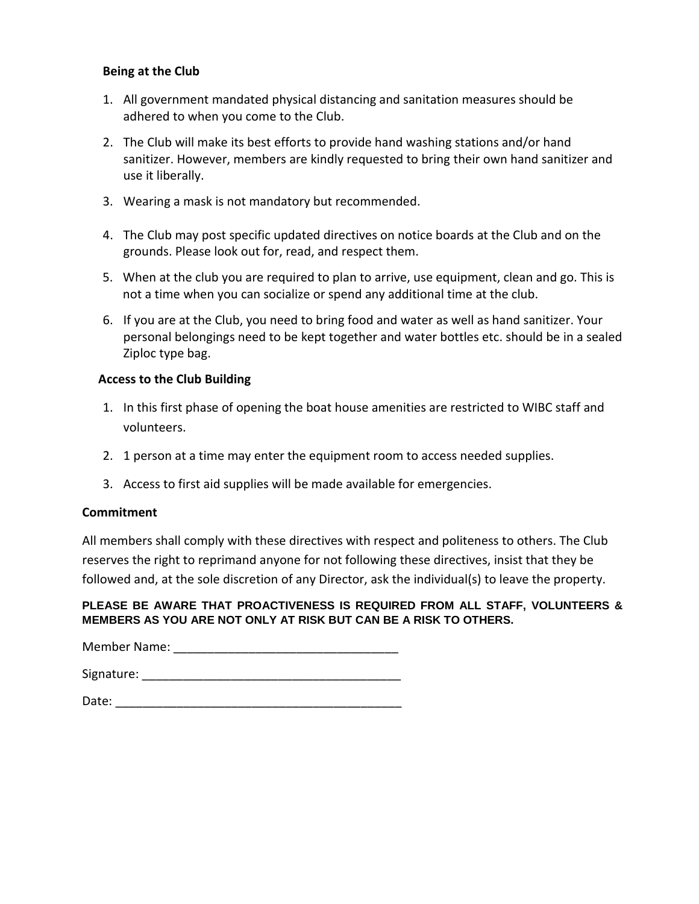**Being at the Club**

1. All government mandated physical distancing and sanitation measures should be adhered to when you come to the Club.
2. The Club will make its best efforts to provide hand washing stations and/or hand sanitizer. However, members are kindly requested to bring their own hand sanitizer and use it liberally.
3. Wearing a mask is not mandatory but recommended.
4. The Club may post specific updated directives on notice boards at the Club and on the grounds. Please look out for, read, and respect them.
5. When at the club you are required to plan to arrive, use equipment, clean and go. This is not a time when you can socialize or spend any additional time at the club.
6. If you are at the Club, you need to bring food and water as well as hand sanitizer. Your personal belongings need to be kept together and water bottles etc. should be in a sealed Ziploc type bag.

**Access to the Club Building**

1. In this first phase of opening the boat house amenities are restricted to WIBC staff and volunteers.
2. 1 person at a time may enter the equipment room to access needed supplies.
3. Access to first aid supplies will be made available for emergencies.

**Commitment**

All members shall comply with these directives with respect and politeness to others. The Club reserves the right to reprimand anyone for not following these directives, insist that they be followed and, at the sole discretion of any Director, ask the individual(s) to leave the property.

**PLEASE BE AWARE THAT PROACTIVENESS IS REQUIRED FROM ALL STAFF, VOLUNTEERS & MEMBERS AS YOU ARE NOT ONLY AT RISK BUT CAN BE A RISK TO OTHERS.**

Member Name: _________________________________

Signature: _____________________________________

Date: __________________________________________